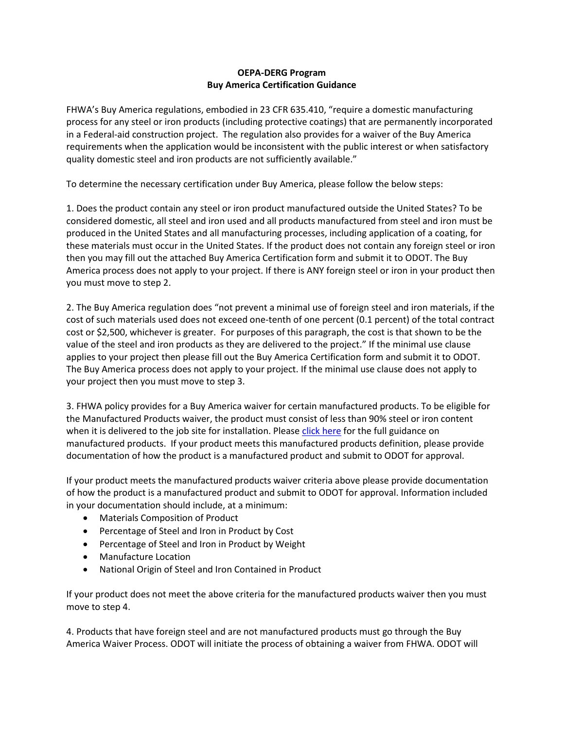**OEPA-DERG Program**
**Buy America Certification Guidance**

FHWA's Buy America regulations, embodied in 23 CFR 635.410, "require a domestic manufacturing process for any steel or iron products (including protective coatings) that are permanently incorporated in a Federal-aid construction project. The regulation also provides for a waiver of the Buy America requirements when the application would be inconsistent with the public interest or when satisfactory quality domestic steel and iron products are not sufficiently available."

To determine the necessary certification under Buy America, please follow the below steps:

1. Does the product contain any steel or iron product manufactured outside the United States? To be considered domestic, all steel and iron used and all products manufactured from steel and iron must be produced in the United States and all manufacturing processes, including application of a coating, for these materials must occur in the United States. If the product does not contain any foreign steel or iron then you may fill out the attached Buy America Certification form and submit it to ODOT. The Buy America process does not apply to your project. If there is ANY foreign steel or iron in your product then you must move to step 2.

2. The Buy America regulation does "not prevent a minimal use of foreign steel and iron materials, if the cost of such materials used does not exceed one-tenth of one percent (0.1 percent) of the total contract cost or $2,500, whichever is greater. For purposes of this paragraph, the cost is that shown to be the value of the steel and iron products as they are delivered to the project." If the minimal use clause applies to your project then please fill out the Buy America Certification form and submit it to ODOT. The Buy America process does not apply to your project. If the minimal use clause does not apply to your project then you must move to step 3.

3. FHWA policy provides for a Buy America waiver for certain manufactured products. To be eligible for the Manufactured Products waiver, the product must consist of less than 90% steel or iron content when it is delivered to the job site for installation. Please click here for the full guidance on manufactured products. If your product meets this manufactured products definition, please provide documentation of how the product is a manufactured product and submit to ODOT for approval.

If your product meets the manufactured products waiver criteria above please provide documentation of how the product is a manufactured product and submit to ODOT for approval. Information included in your documentation should include, at a minimum:

- Materials Composition of Product
- Percentage of Steel and Iron in Product by Cost
- Percentage of Steel and Iron in Product by Weight
- Manufacture Location
- National Origin of Steel and Iron Contained in Product

If your product does not meet the above criteria for the manufactured products waiver then you must move to step 4.

4. Products that have foreign steel and are not manufactured products must go through the Buy America Waiver Process. ODOT will initiate the process of obtaining a waiver from FHWA. ODOT will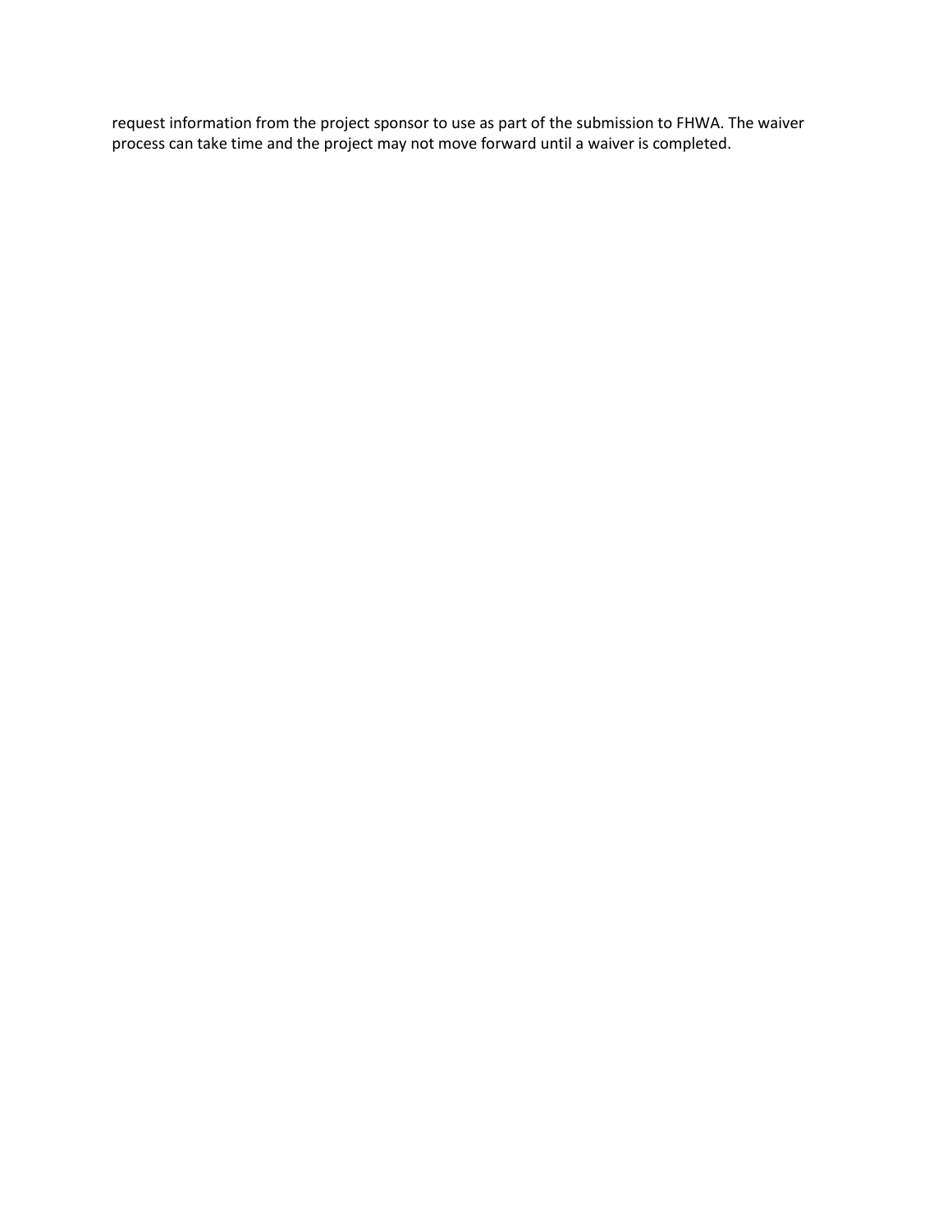request information from the project sponsor to use as part of the submission to FHWA. The waiver process can take time and the project may not move forward until a waiver is completed.